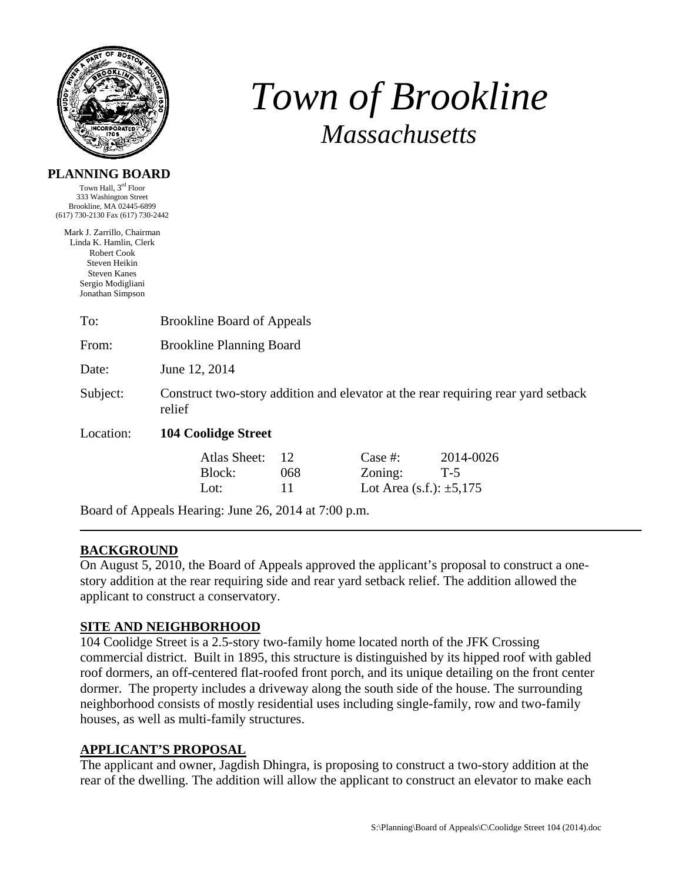# Town of Brookline
## *Massachusetts*

**PLANNING BOARD**

Town Hall, 3rd Floor
333 Washington Street
Brookline, MA 02445-6899
(617) 730-2130 Fax (617) 730-2442

Mark J. Zarrillo, Chairman
Linda K. Hamlin, Clerk
Robert Cook
Steven Heikin
Steven Kanes
Sergio Modigliani
Jonathan Simpson

| | |
|---|---|
| To: | Brookline Board of Appeals |
| From: | Brookline Planning Board |
| Date: | June 12, 2014 |
| Subject: | Construct two-story addition and elevator at the rear requiring rear yard setback relief |
| Location: | **104 Coolidge Street** |

| | | | |
|---|---|---|---|
| Atlas Sheet: | 12 | Case #: | 2014-0026 |
| Block: | 068 | Zoning: | T-5 |
| Lot: | 11 | Lot Area (s.f.): ±5,175 | |

Board of Appeals Hearing: June 26, 2014 at 7:00 p.m.

---

## BACKGROUND

On August 5, 2010, the Board of Appeals approved the applicant's proposal to construct a one-story addition at the rear requiring side and rear yard setback relief. The addition allowed the applicant to construct a conservatory.

## SITE AND NEIGHBORHOOD

104 Coolidge Street is a 2.5-story two-family home located north of the JFK Crossing commercial district. Built in 1895, this structure is distinguished by its hipped roof with gabled roof dormers, an off-centered flat-roofed front porch, and its unique detailing on the front center dormer. The property includes a driveway along the south side of the house. The surrounding neighborhood consists of mostly residential uses including single-family, row and two-family houses, as well as multi-family structures.

## APPLICANT'S PROPOSAL

The applicant and owner, Jagdish Dhingra, is proposing to construct a two-story addition at the rear of the dwelling. The addition will allow the applicant to construct an elevator to make each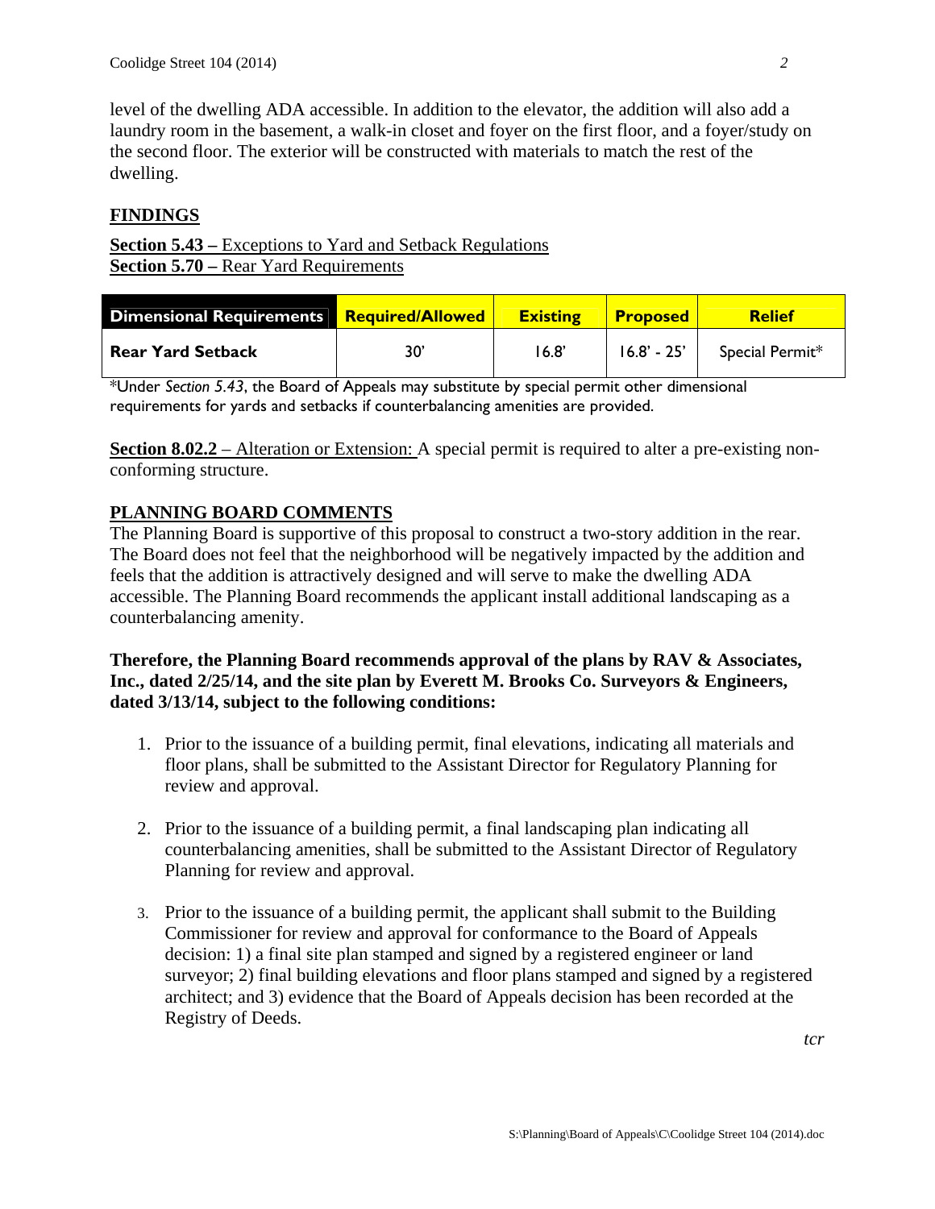level of the dwelling ADA accessible. In addition to the elevator, the addition will also add a laundry room in the basement, a walk-in closet and foyer on the first floor, and a foyer/study on the second floor. The exterior will be constructed with materials to match the rest of the dwelling.

## FINDINGS

**Section 5.43 –** Exceptions to Yard and Setback Regulations
**Section 5.70 –** Rear Yard Requirements

| Dimensional Requirements | Required/Allowed | Existing | Proposed | Relief |
|---|---|---|---|---|
| Rear Yard Setback | 30' | 16.8' | 16.8' - 25' | Special Permit* |

*Under *Section 5.43*, the Board of Appeals may substitute by special permit other dimensional requirements for yards and setbacks if counterbalancing amenities are provided.

**Section 8.02.2** – Alteration or Extension: A special permit is required to alter a pre-existing non-conforming structure.

## PLANNING BOARD COMMENTS

The Planning Board is supportive of this proposal to construct a two-story addition in the rear. The Board does not feel that the neighborhood will be negatively impacted by the addition and feels that the addition is attractively designed and will serve to make the dwelling ADA accessible. The Planning Board recommends the applicant install additional landscaping as a counterbalancing amenity.

**Therefore, the Planning Board recommends approval of the plans by RAV & Associates, Inc., dated 2/25/14, and the site plan by Everett M. Brooks Co. Surveyors & Engineers, dated 3/13/14, subject to the following conditions:**

1. Prior to the issuance of a building permit, final elevations, indicating all materials and floor plans, shall be submitted to the Assistant Director for Regulatory Planning for review and approval.

2. Prior to the issuance of a building permit, a final landscaping plan indicating all counterbalancing amenities, shall be submitted to the Assistant Director of Regulatory Planning for review and approval.

3. Prior to the issuance of a building permit, the applicant shall submit to the Building Commissioner for review and approval for conformance to the Board of Appeals decision: 1) a final site plan stamped and signed by a registered engineer or land surveyor; 2) final building elevations and floor plans stamped and signed by a registered architect; and 3) evidence that the Board of Appeals decision has been recorded at the Registry of Deeds.

*tcr*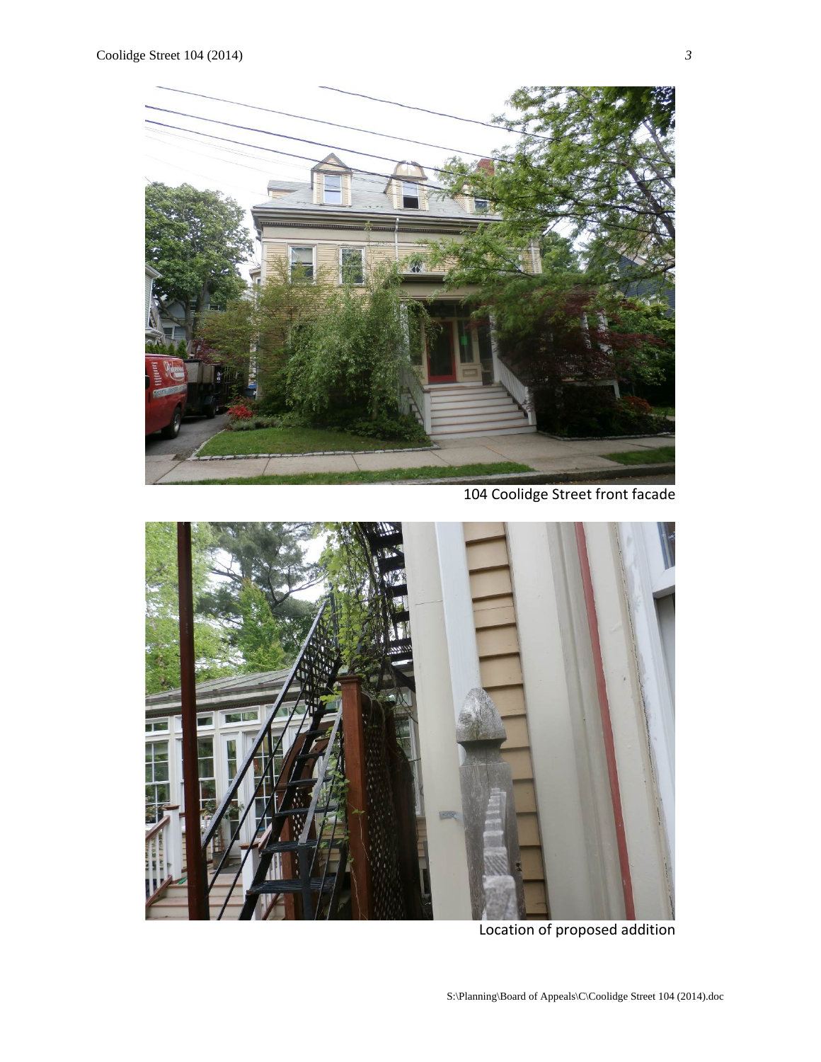104 Coolidge Street front facade

Location of proposed addition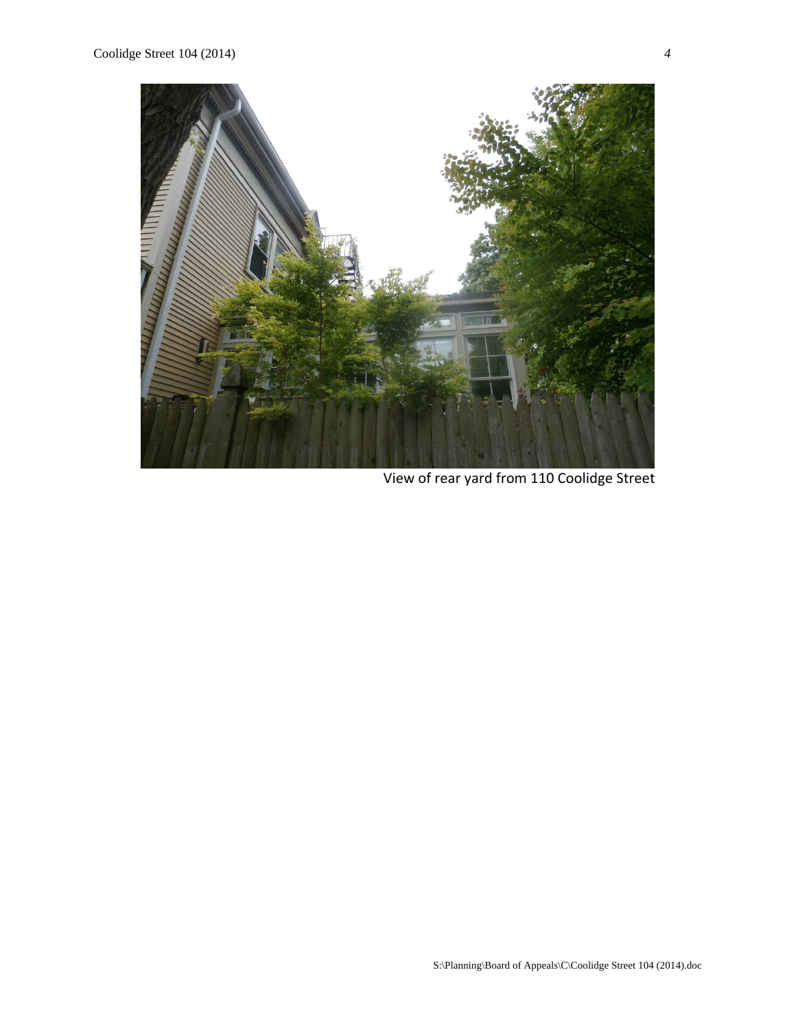View of rear yard from 110 Coolidge Street